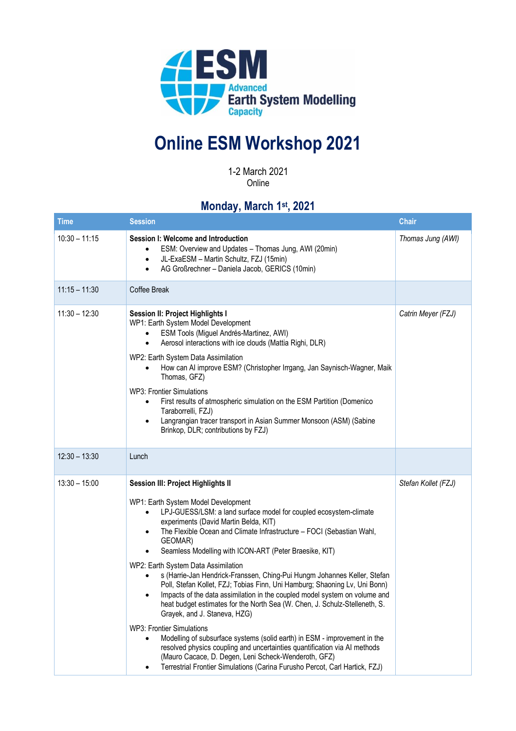ESM Advanced Earth System Modelling Capacity

# Online ESM Workshop 2021

1-2 March 2021
Online

## Monday, March 1st, 2021

| Time | Session | Chair |
|---|---|---|
| 10:30 – 11:15 | **Session I: Welcome and Introduction**<br>• ESM: Overview and Updates – Thomas Jung, AWI (20min)<br>• JL-ExaESM – Martin Schultz, FZJ (15min)<br>• AG Großrechner – Daniela Jacob, GERICS (10min) | *Thomas Jung (AWI)* |
| 11:15 – 11:30 | Coffee Break | |
| 11:30 – 12:30 | **Session II: Project Highlights I**<br>WP1: Earth System Model Development<br>• ESM Tools (Miguel Andrés-Martinez, AWI)<br>• Aerosol interactions with ice clouds (Mattia Righi, DLR)<br>WP2: Earth System Data Assimilation<br>• How can AI improve ESM? (Christopher Irrgang, Jan Saynisch-Wagner, Maik Thomas, GFZ)<br>WP3: Frontier Simulations<br>• First results of atmospheric simulation on the ESM Partition (Domenico Taraborrelli, FZJ)<br>• Langrangian tracer transport in Asian Summer Monsoon (ASM) (Sabine Brinkop, DLR; contributions by FZJ) | *Catrin Meyer (FZJ)* |
| 12:30 – 13:30 | Lunch | |
| 13:30 – 15:00 | **Session III: Project Highlights II**<br>WP1: Earth System Model Development<br>• LPJ-GUESS/LSM: a land surface model for coupled ecosystem-climate experiments (David Martin Belda, KIT)<br>• The Flexible Ocean and Climate Infrastructure – FOCI (Sebastian Wahl, GEOMAR)<br>• Seamless Modelling with ICON-ART (Peter Braesike, KIT)<br>WP2: Earth System Data Assimilation<br>• s (Harrie-Jan Hendrick-Franssen, Ching-Pui Hungm Johannes Keller, Stefan Poll, Stefan Kollet, FZJ; Tobias Finn, Uni Hamburg; Shaoning Lv, Uni Bonn)<br>• Impacts of the data assimilation in the coupled model system on volume and heat budget estimates for the North Sea (W. Chen, J. Schulz-Stelleneth, S. Grayek, and J. Staneva, HZG)<br>WP3: Frontier Simulations<br>• Modelling of subsurface systems (solid earth) in ESM - improvement in the resolved physics coupling and uncertainties quantification via AI methods (Mauro Cacace, D. Degen, Leni Scheck-Wenderoth, GFZ)<br>• Terrestrial Frontier Simulations (Carina Furusho Percot, Carl Hartick, FZJ) | *Stefan Kollet (FZJ)* |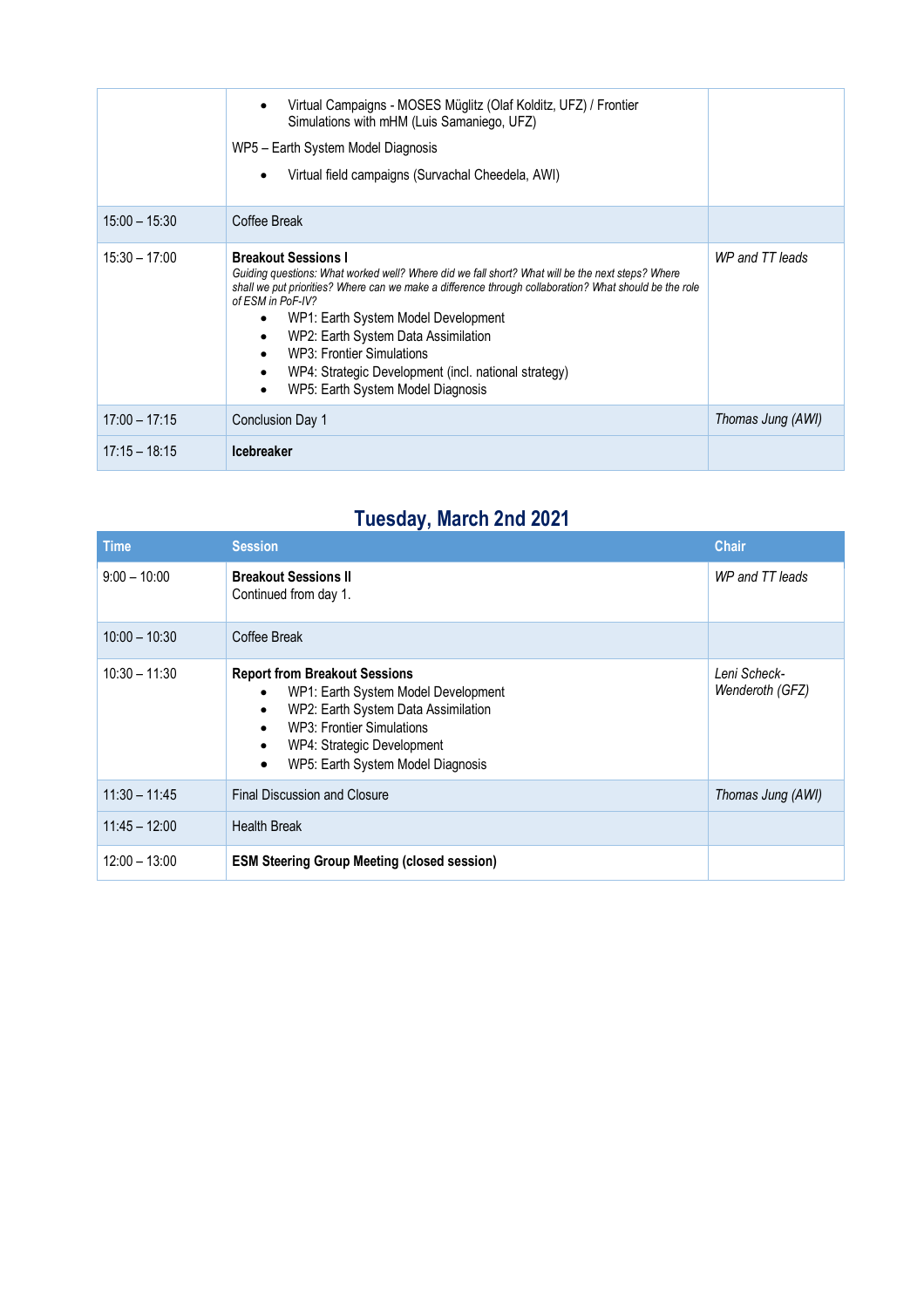| | | |
|---|---|---|
| | • Virtual Campaigns - MOSES Müglitz (Olaf Kolditz, UFZ) / Frontier Simulations with mHM (Luis Samaniego, UFZ)<br><br>WP5 – Earth System Model Diagnosis<br><br>• Virtual field campaigns (Survachal Cheedela, AWI) | |
| 15:00 – 15:30 | Coffee Break | |
| 15:30 – 17:00 | **Breakout Sessions I**<br>*Guiding questions: What worked well? Where did we fall short? What will be the next steps? Where shall we put priorities? Where can we make a difference through collaboration? What should be the role of ESM in PoF-IV?*<br>• WP1: Earth System Model Development<br>• WP2: Earth System Data Assimilation<br>• WP3: Frontier Simulations<br>• WP4: Strategic Development (incl. national strategy)<br>• WP5: Earth System Model Diagnosis | *WP and TT leads* |
| 17:00 – 17:15 | Conclusion Day 1 | *Thomas Jung (AWI)* |
| 17:15 – 18:15 | **Icebreaker** | |

## Tuesday, March 2nd 2021

| Time | Session | Chair |
|---|---|---|
| 9:00 – 10:00 | **Breakout Sessions II**<br>Continued from day 1. | *WP and TT leads* |
| 10:00 – 10:30 | Coffee Break | |
| 10:30 – 11:30 | **Report from Breakout Sessions**<br>• WP1: Earth System Model Development<br>• WP2: Earth System Data Assimilation<br>• WP3: Frontier Simulations<br>• WP4: Strategic Development<br>• WP5: Earth System Model Diagnosis | *Leni Scheck-Wenderoth (GFZ)* |
| 11:30 – 11:45 | Final Discussion and Closure | *Thomas Jung (AWI)* |
| 11:45 – 12:00 | Health Break | |
| 12:00 – 13:00 | **ESM Steering Group Meeting (closed session)** | |